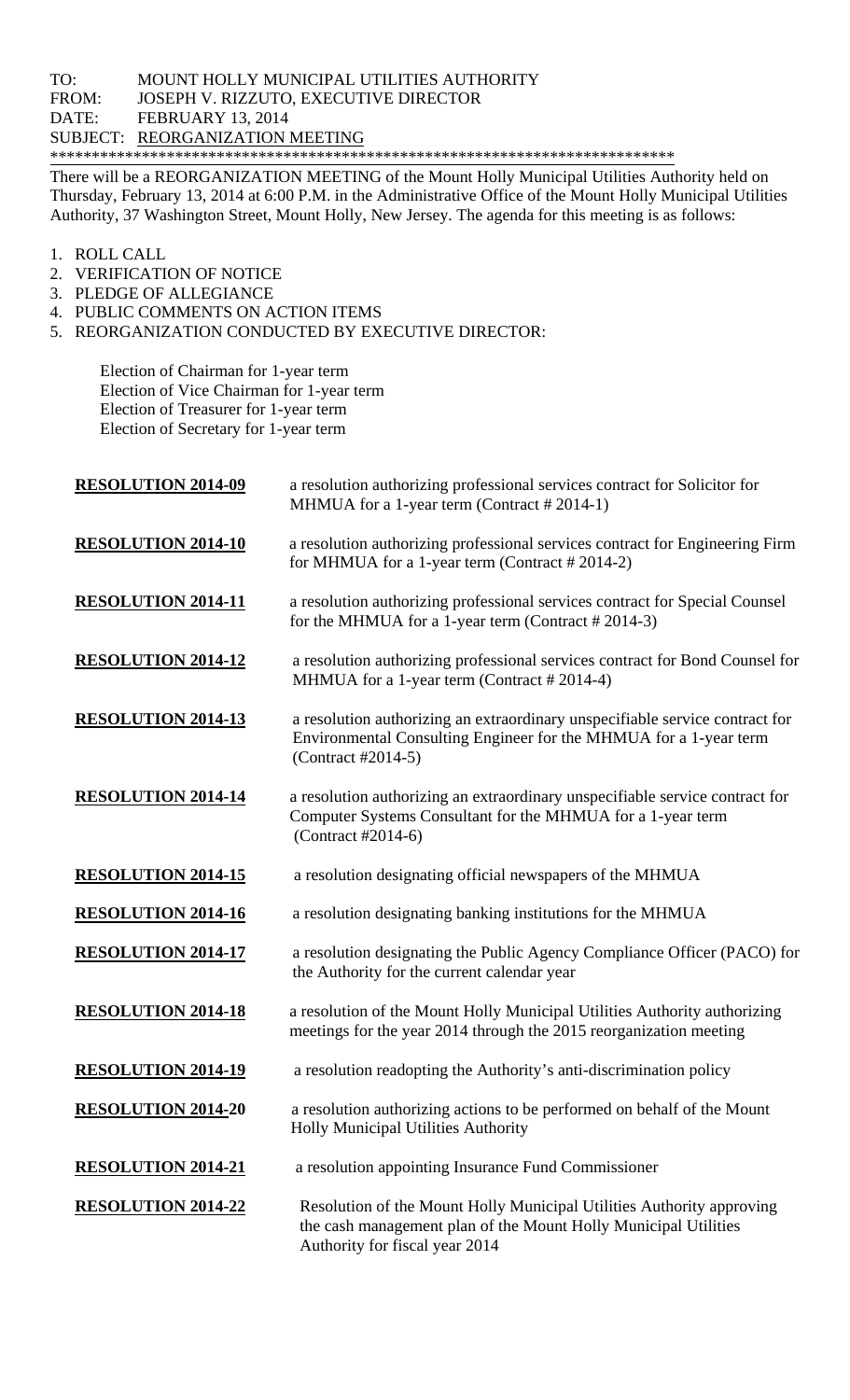TO: MOUNT HOLLY MUNICIPAL UTILITIES AUTHORITY
FROM: JOSEPH V. RIZZUTO, EXECUTIVE DIRECTOR
DATE: FEBRUARY 13, 2014
SUBJECT: REORGANIZATION MEETING
*****************************************************************************

There will be a REORGANIZATION MEETING of the Mount Holly Municipal Utilities Authority held on Thursday, February 13, 2014 at 6:00 P.M. in the Administrative Office of the Mount Holly Municipal Utilities Authority, 37 Washington Street, Mount Holly, New Jersey. The agenda for this meeting is as follows:

1. ROLL CALL
2. VERIFICATION OF NOTICE
3. PLEDGE OF ALLEGIANCE
4. PUBLIC COMMENTS ON ACTION ITEMS
5. REORGANIZATION CONDUCTED BY EXECUTIVE DIRECTOR:

   Election of Chairman for 1-year term
   Election of Vice Chairman for 1-year term
   Election of Treasurer for 1-year term
   Election of Secretary for 1-year term

**RESOLUTION 2014-09** a resolution authorizing professional services contract for Solicitor for MHMUA for a 1-year term (Contract # 2014-1)

**RESOLUTION 2014-10** a resolution authorizing professional services contract for Engineering Firm for MHMUA for a 1-year term (Contract # 2014-2)

**RESOLUTION 2014-11** a resolution authorizing professional services contract for Special Counsel for the MHMUA for a 1-year term (Contract # 2014-3)

**RESOLUTION 2014-12** a resolution authorizing professional services contract for Bond Counsel for MHMUA for a 1-year term (Contract # 2014-4)

**RESOLUTION 2014-13** a resolution authorizing an extraordinary unspecifiable service contract for Environmental Consulting Engineer for the MHMUA for a 1-year term (Contract #2014-5)

**RESOLUTION 2014-14** a resolution authorizing an extraordinary unspecifiable service contract for Computer Systems Consultant for the MHMUA for a 1-year term (Contract #2014-6)

**RESOLUTION 2014-15** a resolution designating official newspapers of the MHMUA

**RESOLUTION 2014-16** a resolution designating banking institutions for the MHMUA

**RESOLUTION 2014-17** a resolution designating the Public Agency Compliance Officer (PACO) for the Authority for the current calendar year

**RESOLUTION 2014-18** a resolution of the Mount Holly Municipal Utilities Authority authorizing meetings for the year 2014 through the 2015 reorganization meeting

**RESOLUTION 2014-19** a resolution readopting the Authority's anti-discrimination policy

**RESOLUTION 2014-20** a resolution authorizing actions to be performed on behalf of the Mount Holly Municipal Utilities Authority

**RESOLUTION 2014-21** a resolution appointing Insurance Fund Commissioner

**RESOLUTION 2014-22** Resolution of the Mount Holly Municipal Utilities Authority approving the cash management plan of the Mount Holly Municipal Utilities Authority for fiscal year 2014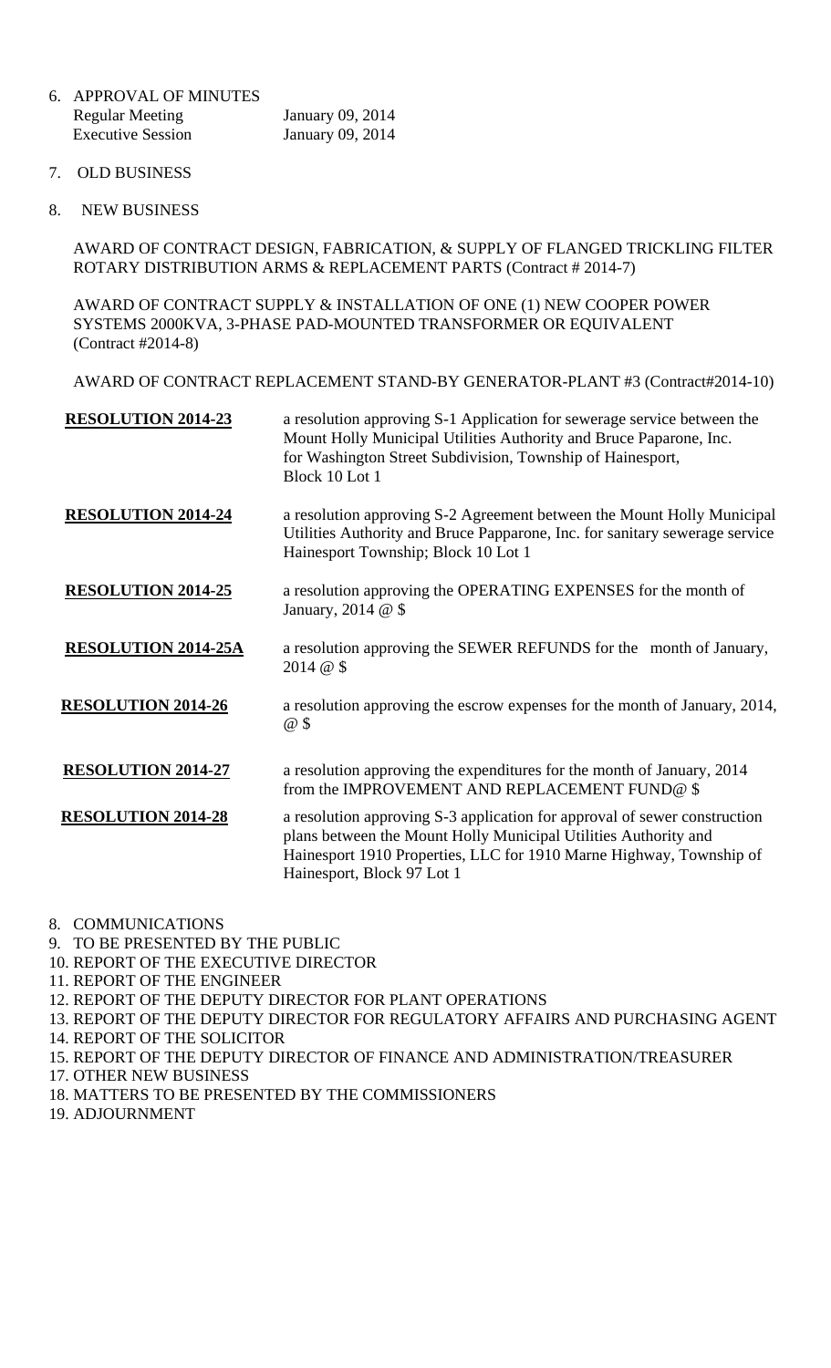6. APPROVAL OF MINUTES

| | |
|---|---|
| Regular Meeting | January 09, 2014 |
| Executive Session | January 09, 2014 |

7. OLD BUSINESS

8. NEW BUSINESS

AWARD OF CONTRACT DESIGN, FABRICATION, & SUPPLY OF FLANGED TRICKLING FILTER ROTARY DISTRIBUTION ARMS & REPLACEMENT PARTS (Contract # 2014-7)

AWARD OF CONTRACT SUPPLY & INSTALLATION OF ONE (1) NEW COOPER POWER SYSTEMS 2000KVA, 3-PHASE PAD-MOUNTED TRANSFORMER OR EQUIVALENT (Contract #2014-8)

AWARD OF CONTRACT REPLACEMENT STAND-BY GENERATOR-PLANT #3 (Contract#2014-10)

| | |
|---|---|
| **RESOLUTION 2014-23** | a resolution approving S-1 Application for sewerage service between the Mount Holly Municipal Utilities Authority and Bruce Paparone, Inc. for Washington Street Subdivision, Township of Hainesport, Block 10 Lot 1 |
| **RESOLUTION 2014-24** | a resolution approving S-2 Agreement between the Mount Holly Municipal Utilities Authority and Bruce Papparone, Inc. for sanitary sewerage service Hainesport Township; Block 10 Lot 1 |
| **RESOLUTION 2014-25** | a resolution approving the OPERATING EXPENSES for the month of January, 2014 @ $ |
| **RESOLUTION 2014-25A** | a resolution approving the SEWER REFUNDS for the month of January, 2014 @ $ |
| **RESOLUTION 2014-26** | a resolution approving the escrow expenses for the month of January, 2014, @ $ |
| **RESOLUTION 2014-27** | a resolution approving the expenditures for the month of January, 2014 from the IMPROVEMENT AND REPLACEMENT FUND@ $ |
| **RESOLUTION 2014-28** | a resolution approving S-3 application for approval of sewer construction plans between the Mount Holly Municipal Utilities Authority and Hainesport 1910 Properties, LLC for 1910 Marne Highway, Township of Hainesport, Block 97 Lot 1 |

8. COMMUNICATIONS
9. TO BE PRESENTED BY THE PUBLIC
10. REPORT OF THE EXECUTIVE DIRECTOR
11. REPORT OF THE ENGINEER
12. REPORT OF THE DEPUTY DIRECTOR FOR PLANT OPERATIONS
13. REPORT OF THE DEPUTY DIRECTOR FOR REGULATORY AFFAIRS AND PURCHASING AGENT
14. REPORT OF THE SOLICITOR
15. REPORT OF THE DEPUTY DIRECTOR OF FINANCE AND ADMINISTRATION/TREASURER
17. OTHER NEW BUSINESS
18. MATTERS TO BE PRESENTED BY THE COMMISSIONERS
19. ADJOURNMENT